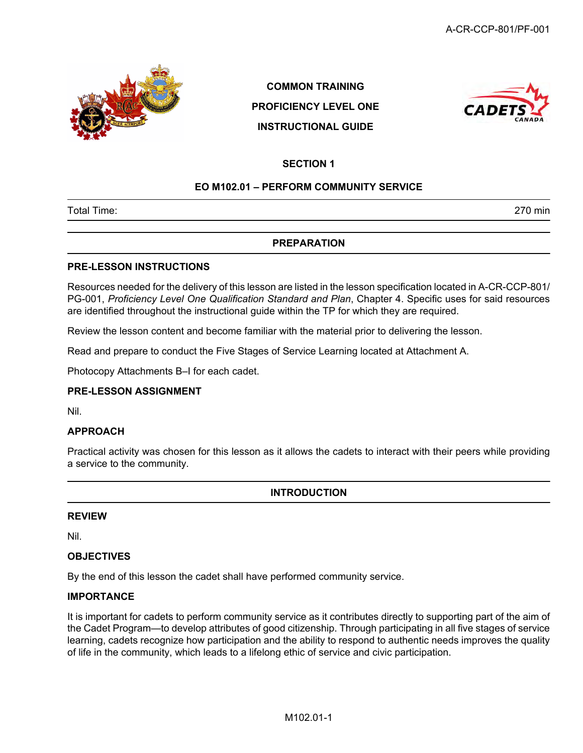COMMON TRAINING

PROFICIENCY LEVEL ONE

INSTRUCTIONAL GUIDE

# SECTION 1

## EO M102.01 – PERFORM COMMUNITY SERVICE

| Total Time: | 270 min |
|---|---|

## PREPARATION

### PRE-LESSON INSTRUCTIONS

Resources needed for the delivery of this lesson are listed in the lesson specification located in A-CR-CCP-801/PG-001, *Proficiency Level One Qualification Standard and Plan*, Chapter 4. Specific uses for said resources are identified throughout the instructional guide within the TP for which they are required.

Review the lesson content and become familiar with the material prior to delivering the lesson.

Read and prepare to conduct the Five Stages of Service Learning located at Attachment A.

Photocopy Attachments B–I for each cadet.

### PRE-LESSON ASSIGNMENT

Nil.

### APPROACH

Practical activity was chosen for this lesson as it allows the cadets to interact with their peers while providing a service to the community.

## INTRODUCTION

### REVIEW

Nil.

### OBJECTIVES

By the end of this lesson the cadet shall have performed community service.

### IMPORTANCE

It is important for cadets to perform community service as it contributes directly to supporting part of the aim of the Cadet Program—to develop attributes of good citizenship. Through participating in all five stages of service learning, cadets recognize how participation and the ability to respond to authentic needs improves the quality of life in the community, which leads to a lifelong ethic of service and civic participation.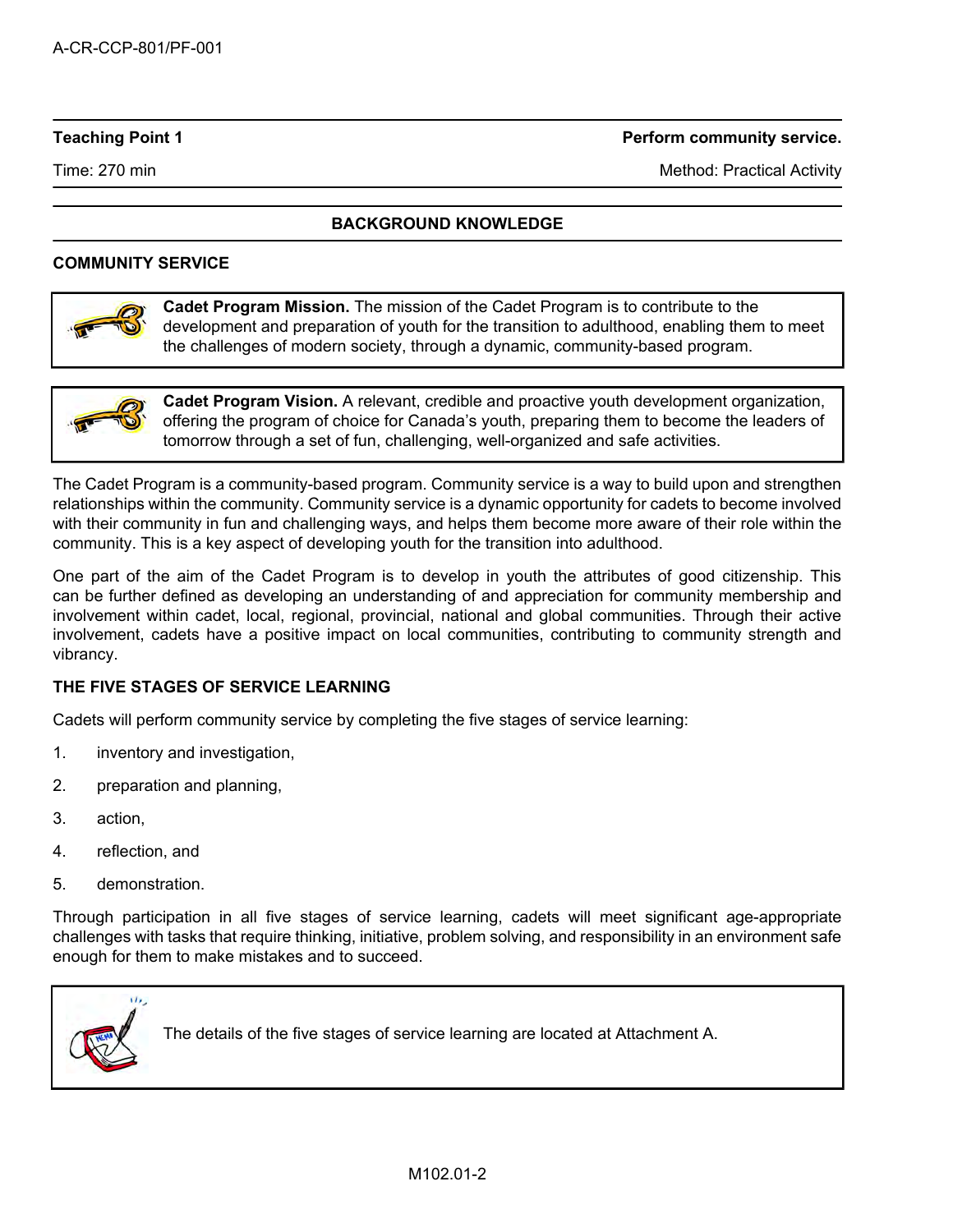| Teaching Point 1 | Perform community service. |
| --- | --- |
| Time: 270 min | Method: Practical Activity |

## BACKGROUND KNOWLEDGE

### COMMUNITY SERVICE

> **Cadet Program Mission.** The mission of the Cadet Program is to contribute to the development and preparation of youth for the transition to adulthood, enabling them to meet the challenges of modern society, through a dynamic, community-based program.

> **Cadet Program Vision.** A relevant, credible and proactive youth development organization, offering the program of choice for Canada's youth, preparing them to become the leaders of tomorrow through a set of fun, challenging, well-organized and safe activities.

The Cadet Program is a community-based program. Community service is a way to build upon and strengthen relationships within the community. Community service is a dynamic opportunity for cadets to become involved with their community in fun and challenging ways, and helps them become more aware of their role within the community. This is a key aspect of developing youth for the transition into adulthood.

One part of the aim of the Cadet Program is to develop in youth the attributes of good citizenship. This can be further defined as developing an understanding of and appreciation for community membership and involvement within cadet, local, regional, provincial, national and global communities. Through their active involvement, cadets have a positive impact on local communities, contributing to community strength and vibrancy.

### THE FIVE STAGES OF SERVICE LEARNING

Cadets will perform community service by completing the five stages of service learning:

1. inventory and investigation,
2. preparation and planning,
3. action,
4. reflection, and
5. demonstration.

Through participation in all five stages of service learning, cadets will meet significant age-appropriate challenges with tasks that require thinking, initiative, problem solving, and responsibility in an environment safe enough for them to make mistakes and to succeed.

> The details of the five stages of service learning are located at Attachment A.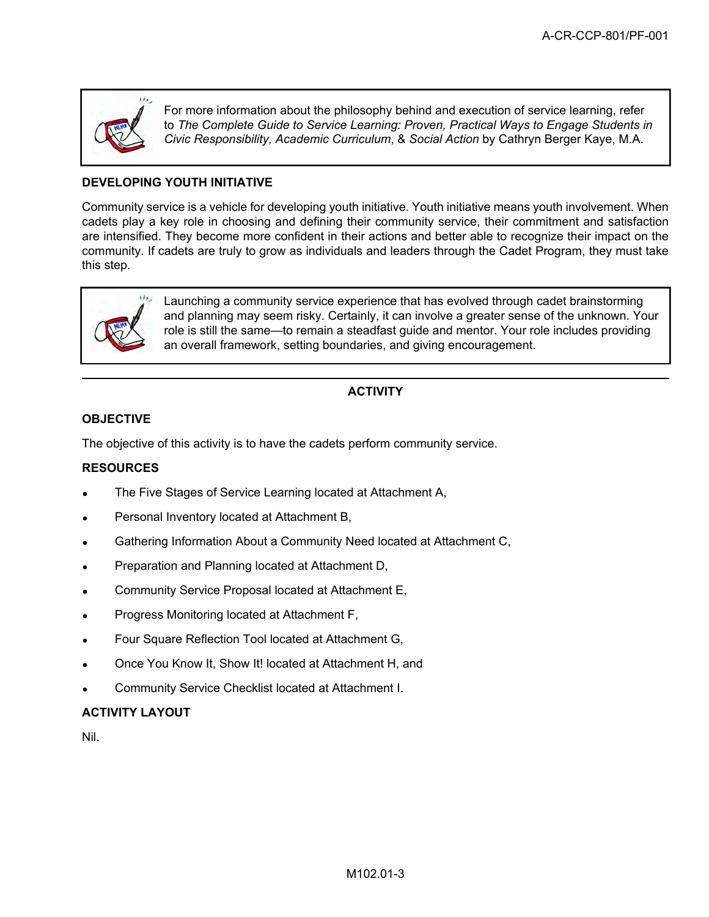For more information about the philosophy behind and execution of service learning, refer to *The Complete Guide to Service Learning: Proven, Practical Ways to Engage Students in Civic Responsibility, Academic Curriculum*, & *Social Action* by Cathryn Berger Kaye, M.A.

**DEVELOPING YOUTH INITIATIVE**

Community service is a vehicle for developing youth initiative. Youth initiative means youth involvement. When cadets play a key role in choosing and defining their community service, their commitment and satisfaction are intensified. They become more confident in their actions and better able to recognize their impact on the community. If cadets are truly to grow as individuals and leaders through the Cadet Program, they must take this step.

Launching a community service experience that has evolved through cadet brainstorming and planning may seem risky. Certainly, it can involve a greater sense of the unknown. Your role is still the same—to remain a steadfast guide and mentor. Your role includes providing an overall framework, setting boundaries, and giving encouragement.

---

**ACTIVITY**

**OBJECTIVE**

The objective of this activity is to have the cadets perform community service.

**RESOURCES**

- The Five Stages of Service Learning located at Attachment A,
- Personal Inventory located at Attachment B,
- Gathering Information About a Community Need located at Attachment C,
- Preparation and Planning located at Attachment D,
- Community Service Proposal located at Attachment E,
- Progress Monitoring located at Attachment F,
- Four Square Reflection Tool located at Attachment G,
- Once You Know It, Show It! located at Attachment H, and
- Community Service Checklist located at Attachment I.

**ACTIVITY LAYOUT**

Nil.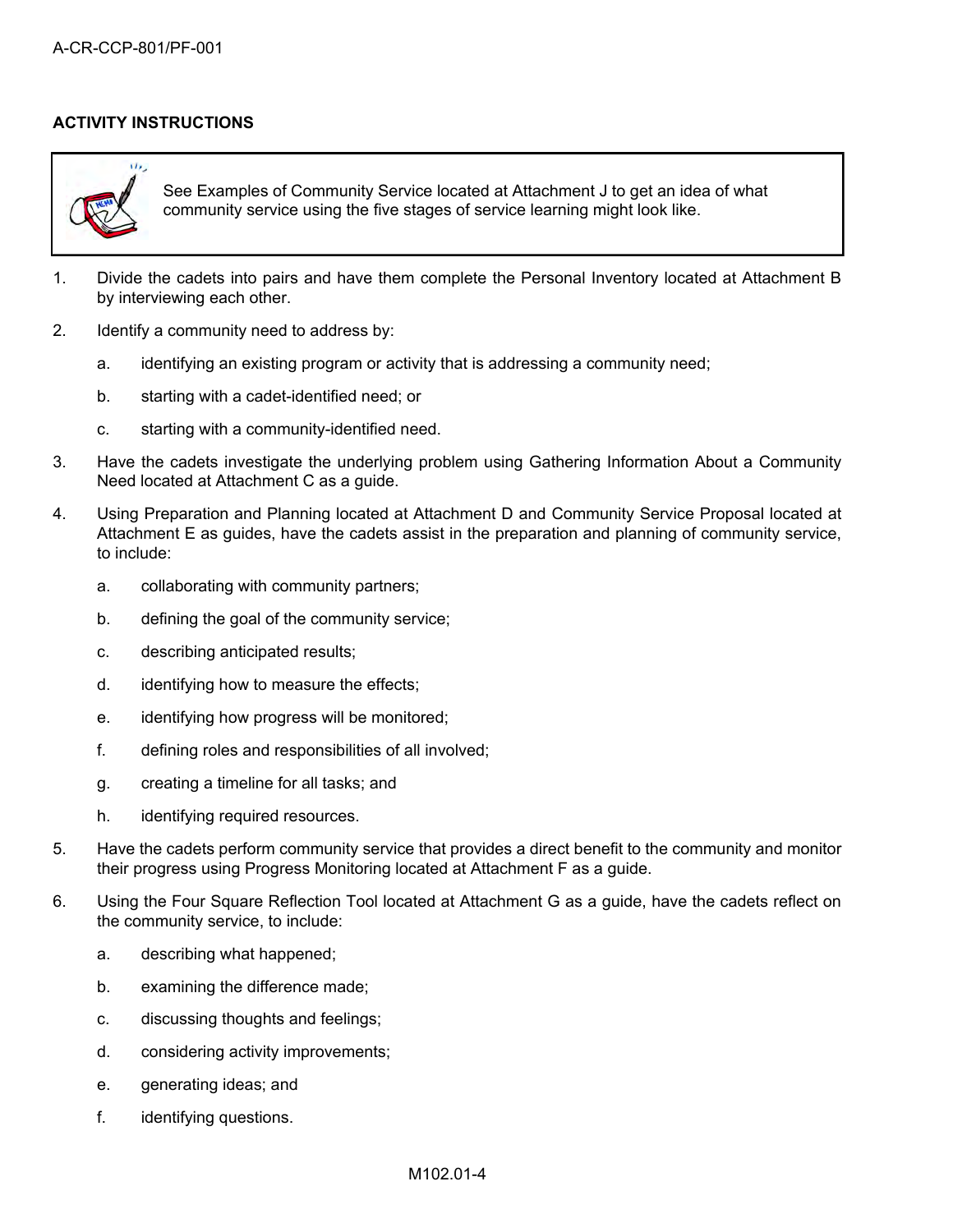**ACTIVITY INSTRUCTIONS**

> See Examples of Community Service located at Attachment J to get an idea of what community service using the five stages of service learning might look like.

1. Divide the cadets into pairs and have them complete the Personal Inventory located at Attachment B by interviewing each other.
2. Identify a community need to address by:
   a. identifying an existing program or activity that is addressing a community need;
   b. starting with a cadet-identified need; or
   c. starting with a community-identified need.
3. Have the cadets investigate the underlying problem using Gathering Information About a Community Need located at Attachment C as a guide.
4. Using Preparation and Planning located at Attachment D and Community Service Proposal located at Attachment E as guides, have the cadets assist in the preparation and planning of community service, to include:
   a. collaborating with community partners;
   b. defining the goal of the community service;
   c. describing anticipated results;
   d. identifying how to measure the effects;
   e. identifying how progress will be monitored;
   f. defining roles and responsibilities of all involved;
   g. creating a timeline for all tasks; and
   h. identifying required resources.
5. Have the cadets perform community service that provides a direct benefit to the community and monitor their progress using Progress Monitoring located at Attachment F as a guide.
6. Using the Four Square Reflection Tool located at Attachment G as a guide, have the cadets reflect on the community service, to include:
   a. describing what happened;
   b. examining the difference made;
   c. discussing thoughts and feelings;
   d. considering activity improvements;
   e. generating ideas; and
   f. identifying questions.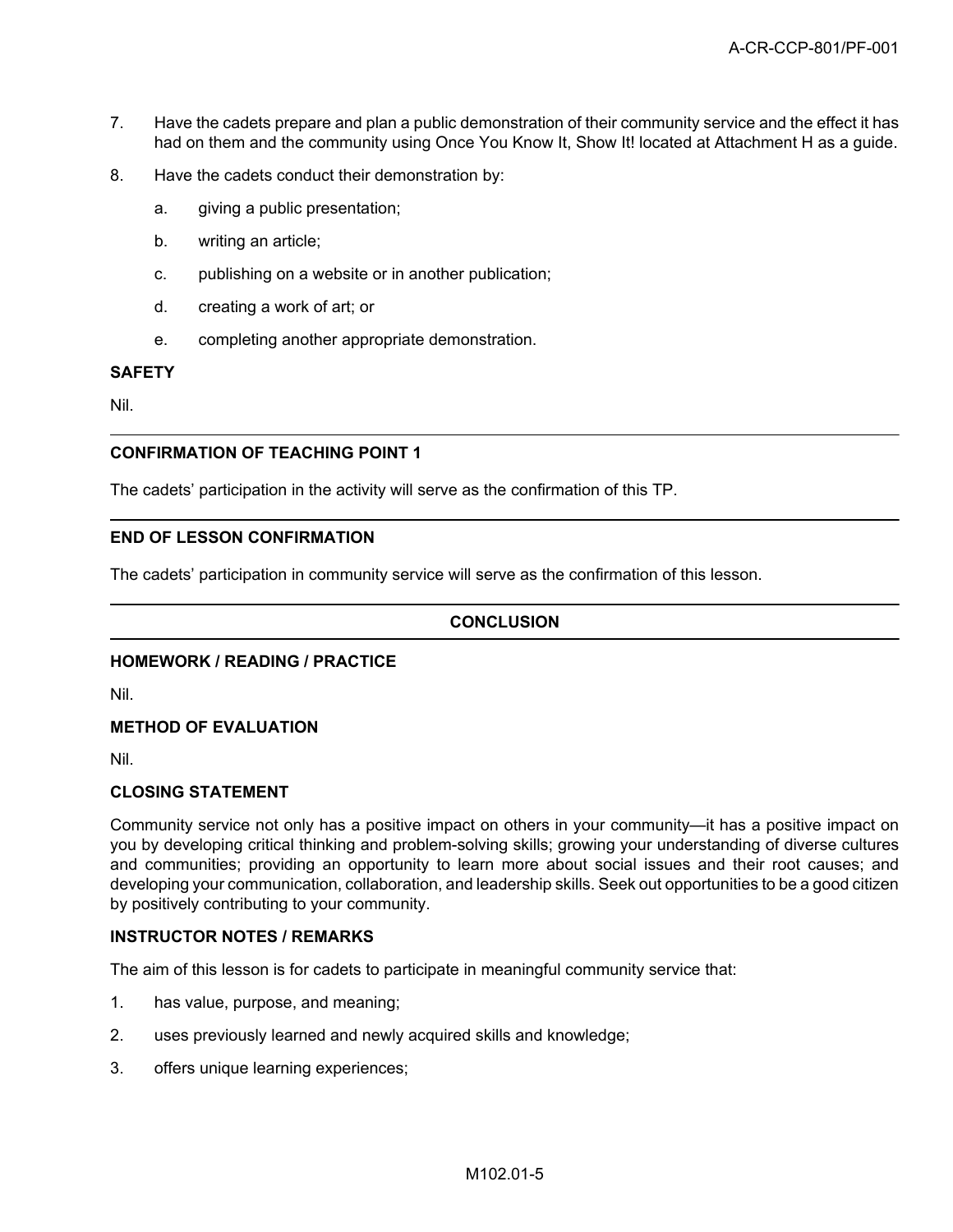7. Have the cadets prepare and plan a public demonstration of their community service and the effect it has had on them and the community using Once You Know It, Show It! located at Attachment H as a guide.

8. Have the cadets conduct their demonstration by:

   a. giving a public presentation;

   b. writing an article;

   c. publishing on a website or in another publication;

   d. creating a work of art; or

   e. completing another appropriate demonstration.

**SAFETY**

Nil.

---

**CONFIRMATION OF TEACHING POINT 1**

The cadets' participation in the activity will serve as the confirmation of this TP.

---

**END OF LESSON CONFIRMATION**

The cadets' participation in community service will serve as the confirmation of this lesson.

---

## CONCLUSION

---

**HOMEWORK / READING / PRACTICE**

Nil.

**METHOD OF EVALUATION**

Nil.

**CLOSING STATEMENT**

Community service not only has a positive impact on others in your community—it has a positive impact on you by developing critical thinking and problem-solving skills; growing your understanding of diverse cultures and communities; providing an opportunity to learn more about social issues and their root causes; and developing your communication, collaboration, and leadership skills. Seek out opportunities to be a good citizen by positively contributing to your community.

**INSTRUCTOR NOTES / REMARKS**

The aim of this lesson is for cadets to participate in meaningful community service that:

1. has value, purpose, and meaning;

2. uses previously learned and newly acquired skills and knowledge;

3. offers unique learning experiences;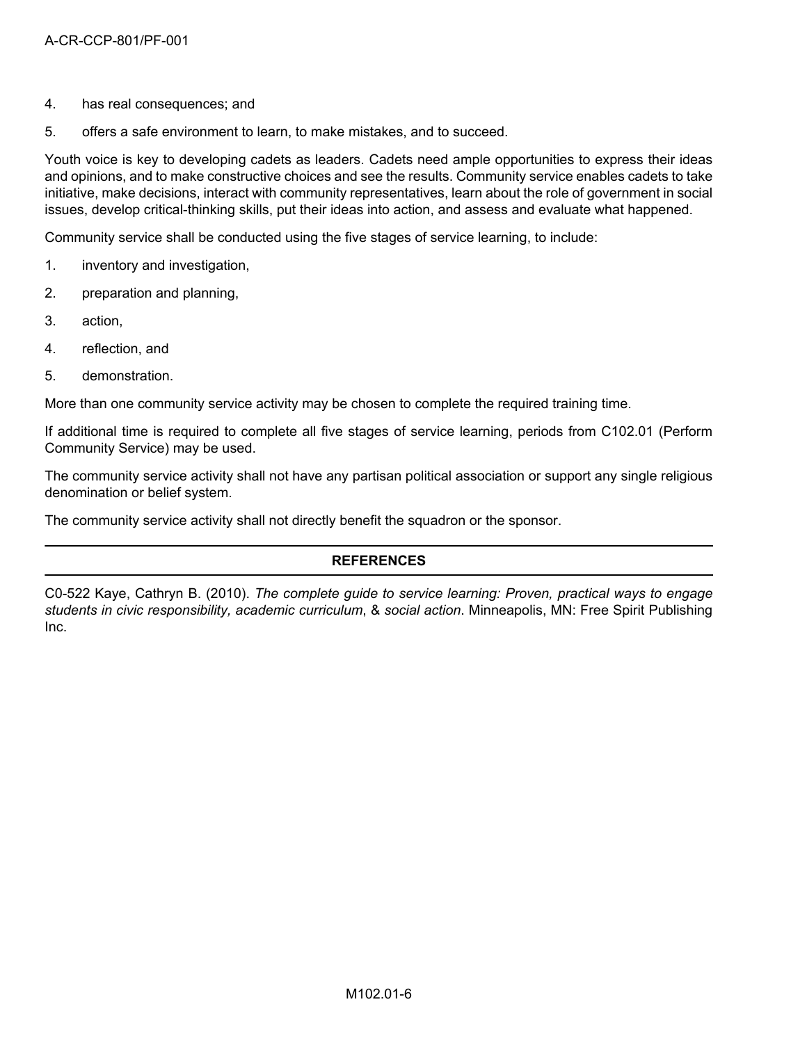4. has real consequences; and
5. offers a safe environment to learn, to make mistakes, and to succeed.

Youth voice is key to developing cadets as leaders. Cadets need ample opportunities to express their ideas and opinions, and to make constructive choices and see the results. Community service enables cadets to take initiative, make decisions, interact with community representatives, learn about the role of government in social issues, develop critical-thinking skills, put their ideas into action, and assess and evaluate what happened.

Community service shall be conducted using the five stages of service learning, to include:

1. inventory and investigation,
2. preparation and planning,
3. action,
4. reflection, and
5. demonstration.

More than one community service activity may be chosen to complete the required training time.

If additional time is required to complete all five stages of service learning, periods from C102.01 (Perform Community Service) may be used.

The community service activity shall not have any partisan political association or support any single religious denomination or belief system.

The community service activity shall not directly benefit the squadron or the sponsor.

## REFERENCES

C0-522 Kaye, Cathryn B. (2010). *The complete guide to service learning: Proven, practical ways to engage students in civic responsibility, academic curriculum*, & *social action*. Minneapolis, MN: Free Spirit Publishing Inc.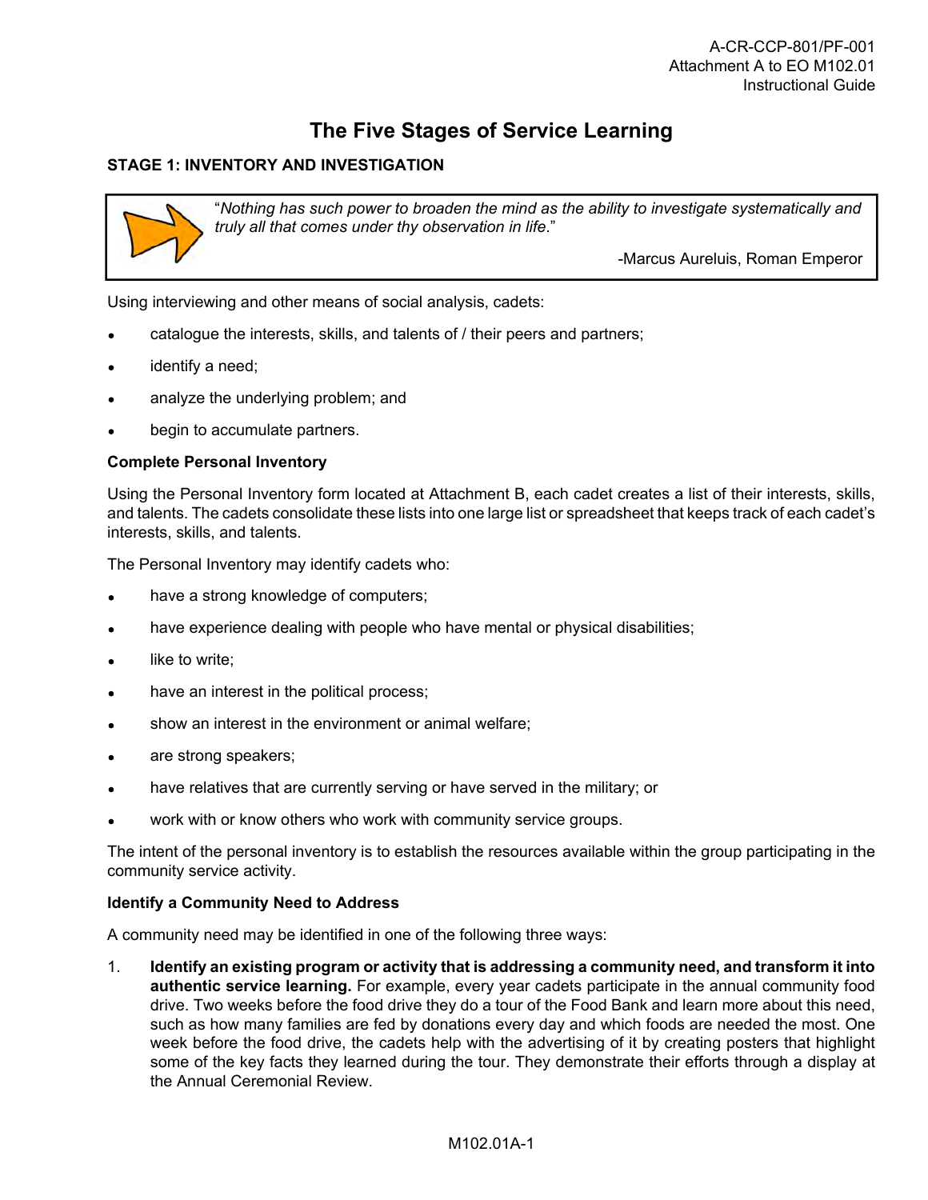# The Five Stages of Service Learning

## STAGE 1: INVENTORY AND INVESTIGATION

> "*Nothing has such power to broaden the mind as the ability to investigate systematically and truly all that comes under thy observation in life.*"
>
> -Marcus Aureluis, Roman Emperor

Using interviewing and other means of social analysis, cadets:

- catalogue the interests, skills, and talents of / their peers and partners;
- identify a need;
- analyze the underlying problem; and
- begin to accumulate partners.

**Complete Personal Inventory**

Using the Personal Inventory form located at Attachment B, each cadet creates a list of their interests, skills, and talents. The cadets consolidate these lists into one large list or spreadsheet that keeps track of each cadet's interests, skills, and talents.

The Personal Inventory may identify cadets who:

- have a strong knowledge of computers;
- have experience dealing with people who have mental or physical disabilities;
- like to write;
- have an interest in the political process;
- show an interest in the environment or animal welfare;
- are strong speakers;
- have relatives that are currently serving or have served in the military; or
- work with or know others who work with community service groups.

The intent of the personal inventory is to establish the resources available within the group participating in the community service activity.

**Identify a Community Need to Address**

A community need may be identified in one of the following three ways:

1. **Identify an existing program or activity that is addressing a community need, and transform it into authentic service learning.** For example, every year cadets participate in the annual community food drive. Two weeks before the food drive they do a tour of the Food Bank and learn more about this need, such as how many families are fed by donations every day and which foods are needed the most. One week before the food drive, the cadets help with the advertising of it by creating posters that highlight some of the key facts they learned during the tour. They demonstrate their efforts through a display at the Annual Ceremonial Review.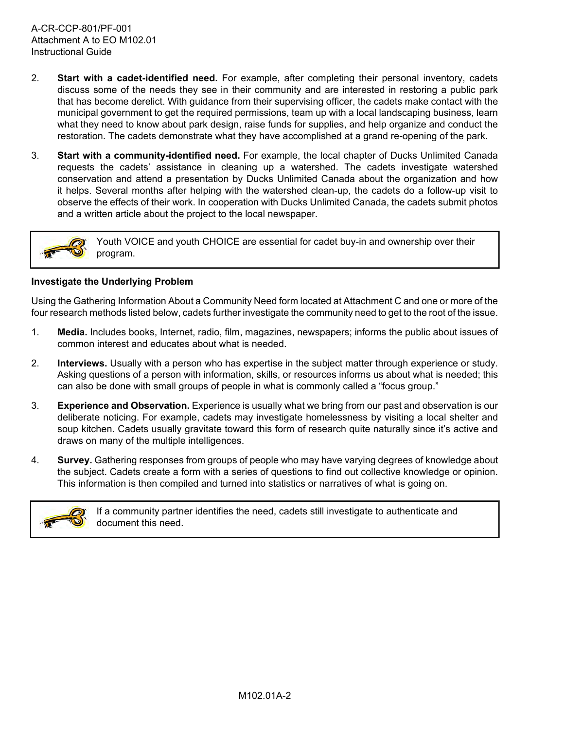2. **Start with a cadet-identified need.** For example, after completing their personal inventory, cadets discuss some of the needs they see in their community and are interested in restoring a public park that has become derelict. With guidance from their supervising officer, the cadets make contact with the municipal government to get the required permissions, team up with a local landscaping business, learn what they need to know about park design, raise funds for supplies, and help organize and conduct the restoration. The cadets demonstrate what they have accomplished at a grand re-opening of the park.

3. **Start with a community-identified need.** For example, the local chapter of Ducks Unlimited Canada requests the cadets' assistance in cleaning up a watershed. The cadets investigate watershed conservation and attend a presentation by Ducks Unlimited Canada about the organization and how it helps. Several months after helping with the watershed clean-up, the cadets do a follow-up visit to observe the effects of their work. In cooperation with Ducks Unlimited Canada, the cadets submit photos and a written article about the project to the local newspaper.

> Youth VOICE and youth CHOICE are essential for cadet buy-in and ownership over their program.

**Investigate the Underlying Problem**

Using the Gathering Information About a Community Need form located at Attachment C and one or more of the four research methods listed below, cadets further investigate the community need to get to the root of the issue.

1. **Media.** Includes books, Internet, radio, film, magazines, newspapers; informs the public about issues of common interest and educates about what is needed.

2. **Interviews.** Usually with a person who has expertise in the subject matter through experience or study. Asking questions of a person with information, skills, or resources informs us about what is needed; this can also be done with small groups of people in what is commonly called a "focus group."

3. **Experience and Observation.** Experience is usually what we bring from our past and observation is our deliberate noticing. For example, cadets may investigate homelessness by visiting a local shelter and soup kitchen. Cadets usually gravitate toward this form of research quite naturally since it's active and draws on many of the multiple intelligences.

4. **Survey.** Gathering responses from groups of people who may have varying degrees of knowledge about the subject. Cadets create a form with a series of questions to find out collective knowledge or opinion. This information is then compiled and turned into statistics or narratives of what is going on.

> If a community partner identifies the need, cadets still investigate to authenticate and document this need.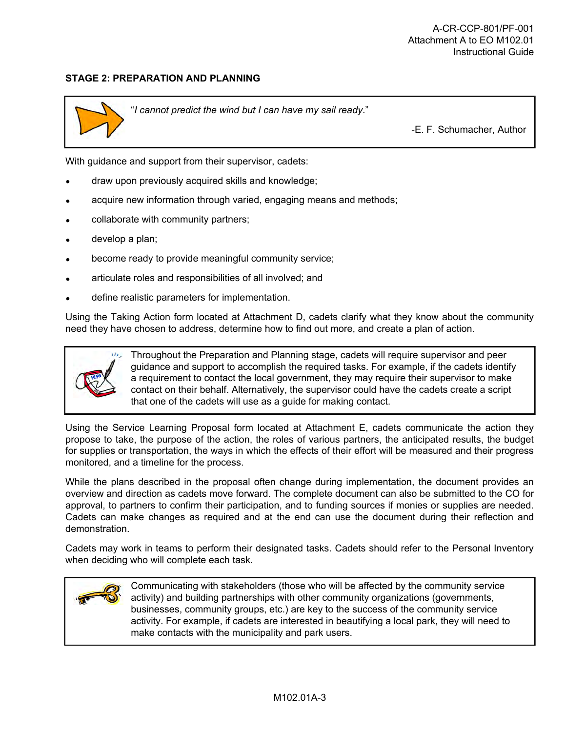### STAGE 2: PREPARATION AND PLANNING

> "*I cannot predict the wind but I can have my sail ready*."
>
> -E. F. Schumacher, Author

With guidance and support from their supervisor, cadets:

- draw upon previously acquired skills and knowledge;
- acquire new information through varied, engaging means and methods;
- collaborate with community partners;
- develop a plan;
- become ready to provide meaningful community service;
- articulate roles and responsibilities of all involved; and
- define realistic parameters for implementation.

Using the Taking Action form located at Attachment D, cadets clarify what they know about the community need they have chosen to address, determine how to find out more, and create a plan of action.

> Throughout the Preparation and Planning stage, cadets will require supervisor and peer guidance and support to accomplish the required tasks. For example, if the cadets identify a requirement to contact the local government, they may require their supervisor to make contact on their behalf. Alternatively, the supervisor could have the cadets create a script that one of the cadets will use as a guide for making contact.

Using the Service Learning Proposal form located at Attachment E, cadets communicate the action they propose to take, the purpose of the action, the roles of various partners, the anticipated results, the budget for supplies or transportation, the ways in which the effects of their effort will be measured and their progress monitored, and a timeline for the process.

While the plans described in the proposal often change during implementation, the document provides an overview and direction as cadets move forward. The complete document can also be submitted to the CO for approval, to partners to confirm their participation, and to funding sources if monies or supplies are needed. Cadets can make changes as required and at the end can use the document during their reflection and demonstration.

Cadets may work in teams to perform their designated tasks. Cadets should refer to the Personal Inventory when deciding who will complete each task.

> Communicating with stakeholders (those who will be affected by the community service activity) and building partnerships with other community organizations (governments, businesses, community groups, etc.) are key to the success of the community service activity. For example, if cadets are interested in beautifying a local park, they will need to make contacts with the municipality and park users.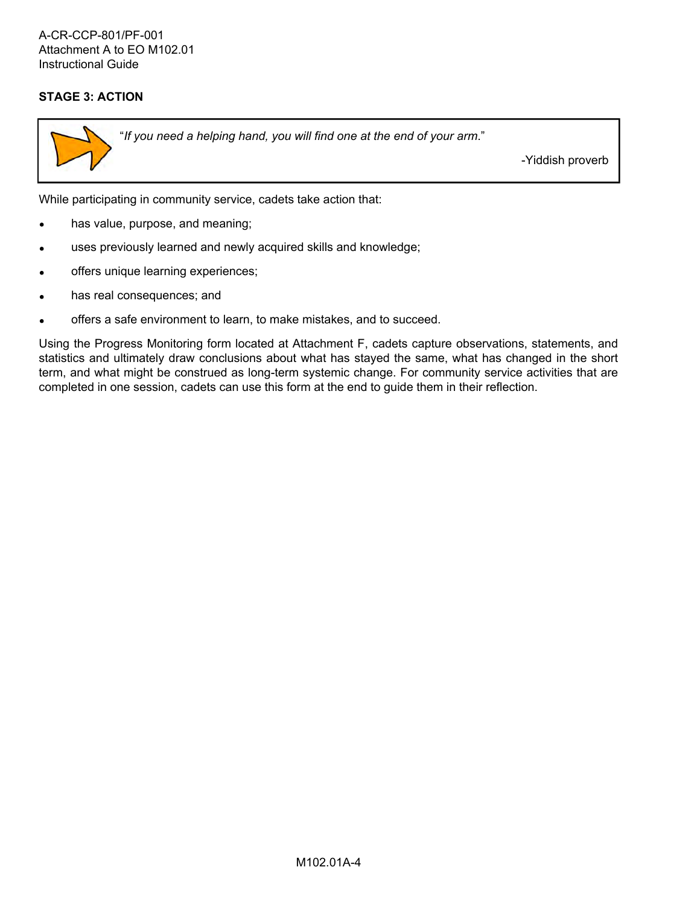### STAGE 3: ACTION

> "*If you need a helping hand, you will find one at the end of your arm*."
>
> -Yiddish proverb

While participating in community service, cadets take action that:

- has value, purpose, and meaning;
- uses previously learned and newly acquired skills and knowledge;
- offers unique learning experiences;
- has real consequences; and
- offers a safe environment to learn, to make mistakes, and to succeed.

Using the Progress Monitoring form located at Attachment F, cadets capture observations, statements, and statistics and ultimately draw conclusions about what has stayed the same, what has changed in the short term, and what might be construed as long-term systemic change. For community service activities that are completed in one session, cadets can use this form at the end to guide them in their reflection.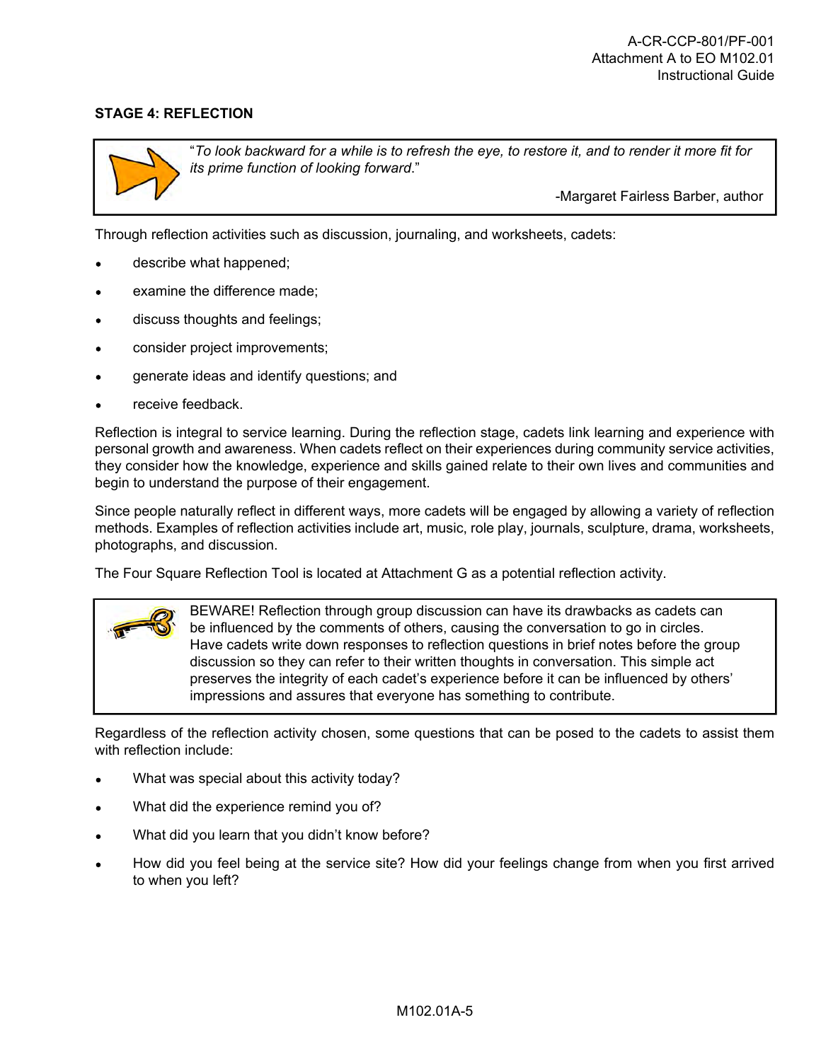## STAGE 4: REFLECTION

> "*To look backward for a while is to refresh the eye, to restore it, and to render it more fit for its prime function of looking forward*."
>
> -Margaret Fairless Barber, author

Through reflection activities such as discussion, journaling, and worksheets, cadets:

- describe what happened;
- examine the difference made;
- discuss thoughts and feelings;
- consider project improvements;
- generate ideas and identify questions; and
- receive feedback.

Reflection is integral to service learning. During the reflection stage, cadets link learning and experience with personal growth and awareness. When cadets reflect on their experiences during community service activities, they consider how the knowledge, experience and skills gained relate to their own lives and communities and begin to understand the purpose of their engagement.

Since people naturally reflect in different ways, more cadets will be engaged by allowing a variety of reflection methods. Examples of reflection activities include art, music, role play, journals, sculpture, drama, worksheets, photographs, and discussion.

The Four Square Reflection Tool is located at Attachment G as a potential reflection activity.

> BEWARE! Reflection through group discussion can have its drawbacks as cadets can be influenced by the comments of others, causing the conversation to go in circles. Have cadets write down responses to reflection questions in brief notes before the group discussion so they can refer to their written thoughts in conversation. This simple act preserves the integrity of each cadet's experience before it can be influenced by others' impressions and assures that everyone has something to contribute.

Regardless of the reflection activity chosen, some questions that can be posed to the cadets to assist them with reflection include:

- What was special about this activity today?
- What did the experience remind you of?
- What did you learn that you didn't know before?
- How did you feel being at the service site? How did your feelings change from when you first arrived to when you left?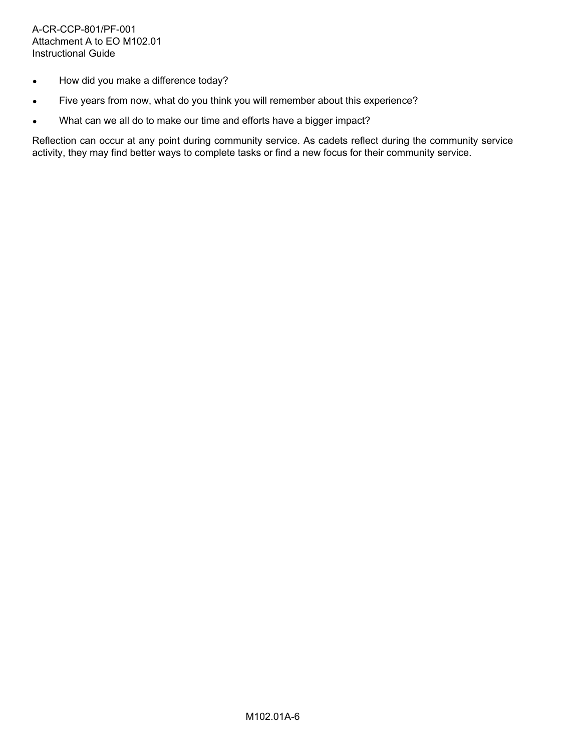- How did you make a difference today?
- Five years from now, what do you think you will remember about this experience?
- What can we all do to make our time and efforts have a bigger impact?

Reflection can occur at any point during community service. As cadets reflect during the community service activity, they may find better ways to complete tasks or find a new focus for their community service.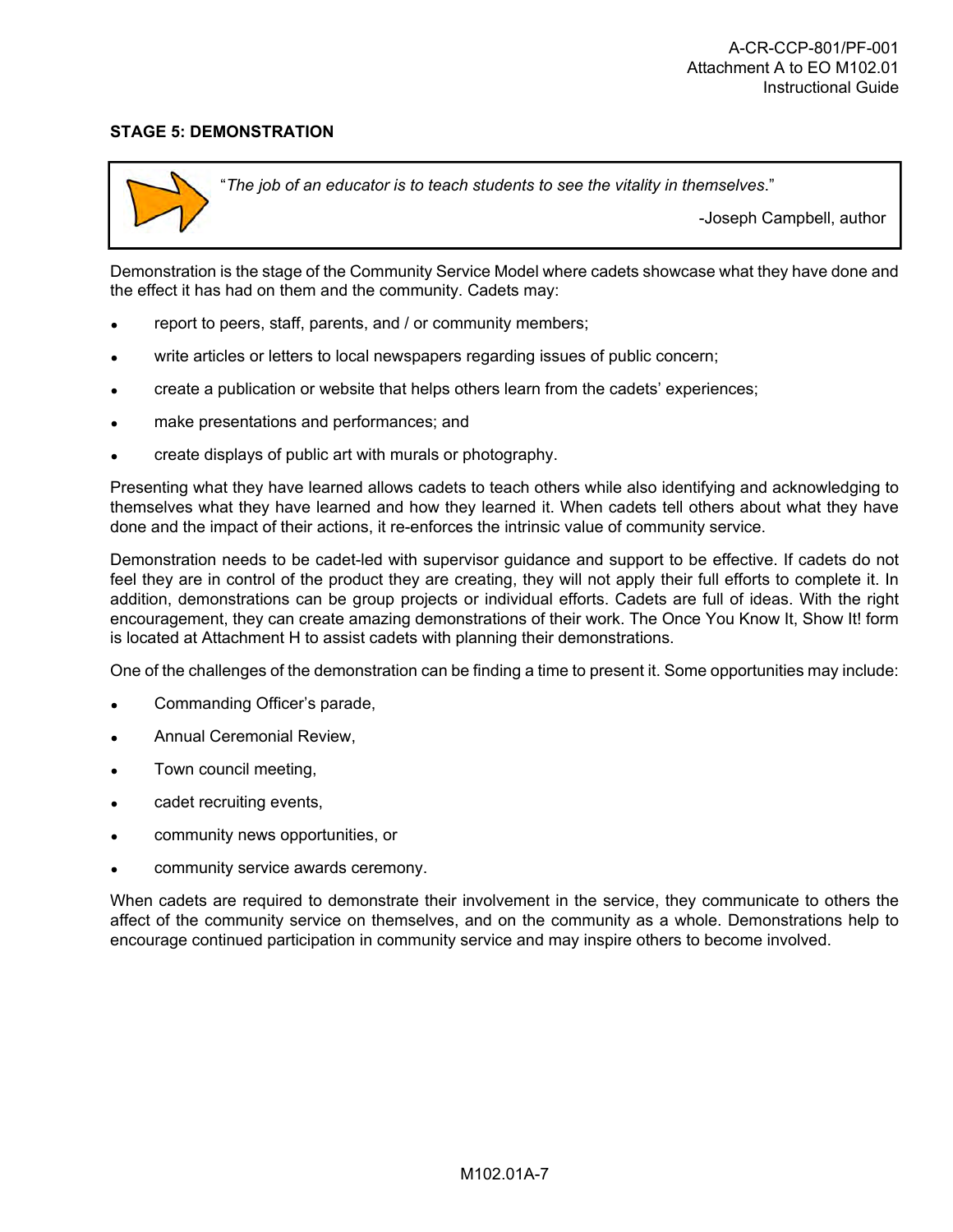### STAGE 5: DEMONSTRATION

> "*The job of an educator is to teach students to see the vitality in themselves.*"
>
> -Joseph Campbell, author

Demonstration is the stage of the Community Service Model where cadets showcase what they have done and the effect it has had on them and the community. Cadets may:

- report to peers, staff, parents, and / or community members;
- write articles or letters to local newspapers regarding issues of public concern;
- create a publication or website that helps others learn from the cadets' experiences;
- make presentations and performances; and
- create displays of public art with murals or photography.

Presenting what they have learned allows cadets to teach others while also identifying and acknowledging to themselves what they have learned and how they learned it. When cadets tell others about what they have done and the impact of their actions, it re-enforces the intrinsic value of community service.

Demonstration needs to be cadet-led with supervisor guidance and support to be effective. If cadets do not feel they are in control of the product they are creating, they will not apply their full efforts to complete it. In addition, demonstrations can be group projects or individual efforts. Cadets are full of ideas. With the right encouragement, they can create amazing demonstrations of their work. The Once You Know It, Show It! form is located at Attachment H to assist cadets with planning their demonstrations.

One of the challenges of the demonstration can be finding a time to present it. Some opportunities may include:

- Commanding Officer's parade,
- Annual Ceremonial Review,
- Town council meeting,
- cadet recruiting events,
- community news opportunities, or
- community service awards ceremony.

When cadets are required to demonstrate their involvement in the service, they communicate to others the affect of the community service on themselves, and on the community as a whole. Demonstrations help to encourage continued participation in community service and may inspire others to become involved.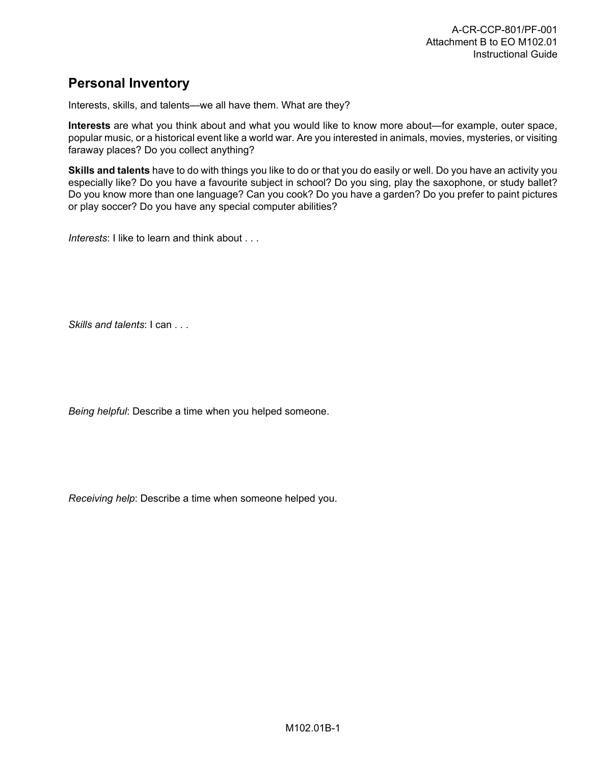## Personal Inventory

Interests, skills, and talents—we all have them. What are they?

**Interests** are what you think about and what you would like to know more about—for example, outer space, popular music, or a historical event like a world war. Are you interested in animals, movies, mysteries, or visiting faraway places? Do you collect anything?

**Skills and talents** have to do with things you like to do or that you do easily or well. Do you have an activity you especially like? Do you have a favourite subject in school? Do you sing, play the saxophone, or study ballet? Do you know more than one language? Can you cook? Do you have a garden? Do you prefer to paint pictures or play soccer? Do you have any special computer abilities?

*Interests*: I like to learn and think about . . .

*Skills and talents*: I can . . .

*Being helpful*: Describe a time when you helped someone.

*Receiving help*: Describe a time when someone helped you.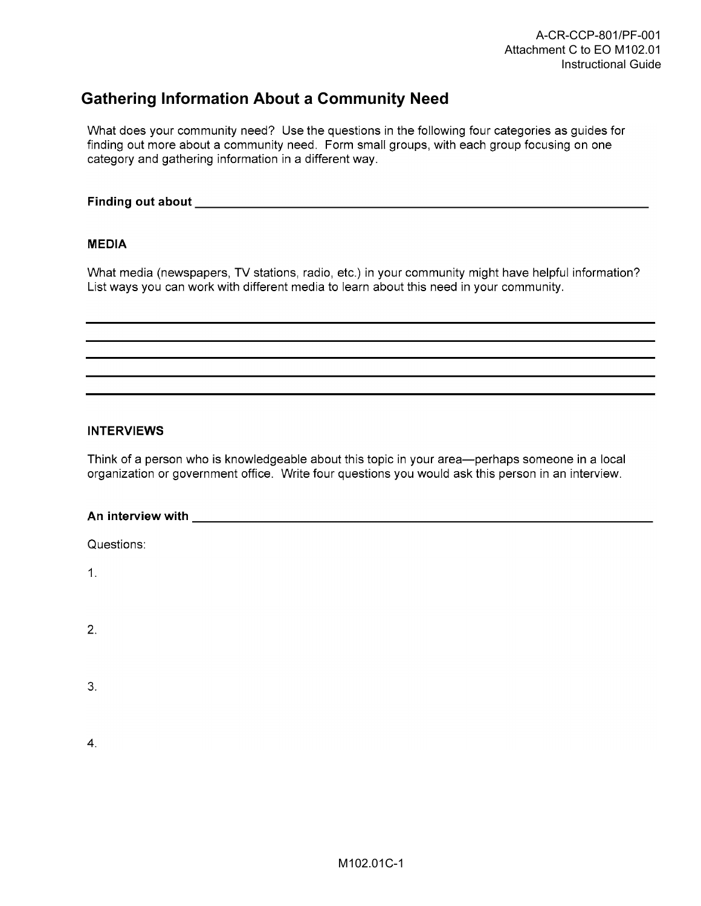## Gathering Information About a Community Need

What does your community need? Use the questions in the following four categories as guides for finding out more about a community need. Form small groups, with each group focusing on one category and gathering information in a different way.

**Finding out about** ____________________________________________

### MEDIA

What media (newspapers, TV stations, radio, etc.) in your community might have helpful information? List ways you can work with different media to learn about this need in your community.

____________________________________________

____________________________________________

____________________________________________

____________________________________________

____________________________________________

### INTERVIEWS

Think of a person who is knowledgeable about this topic in your area—perhaps someone in a local organization or government office. Write four questions you would ask this person in an interview.

**An interview with** ____________________________________________

Questions:

1.

2.

3.

4.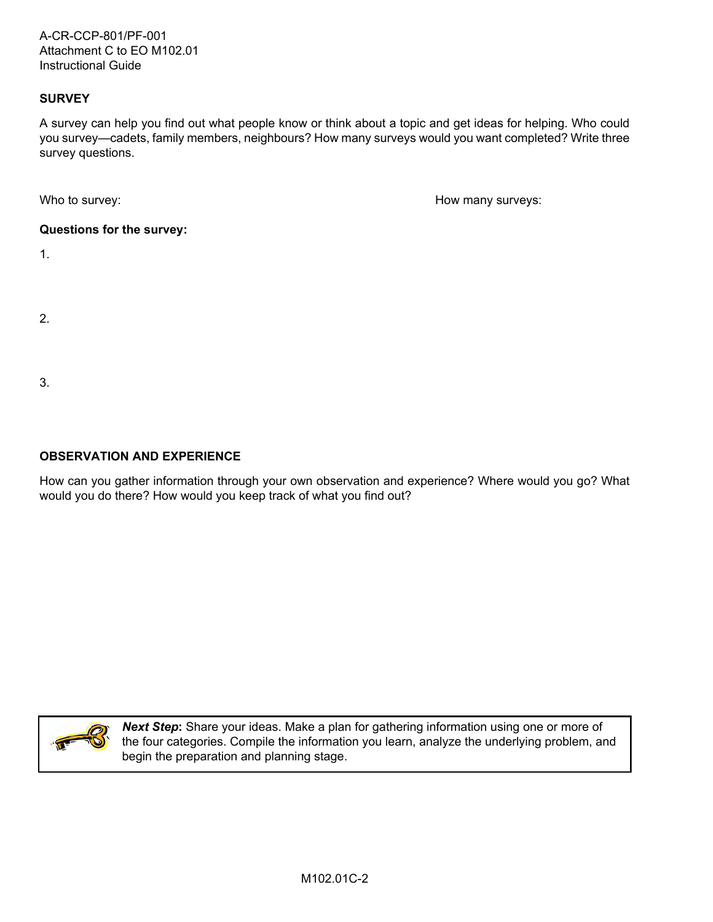## SURVEY

A survey can help you find out what people know or think about a topic and get ideas for helping. Who could you survey—cadets, family members, neighbours? How many surveys would you want completed? Write three survey questions.

Who to survey: How many surveys:

**Questions for the survey:**

1.

2.

3.

## OBSERVATION AND EXPERIENCE

How can you gather information through your own observation and experience? Where would you go? What would you do there? How would you keep track of what you find out?

***Next Step*****:** Share your ideas. Make a plan for gathering information using one or more of the four categories. Compile the information you learn, analyze the underlying problem, and begin the preparation and planning stage.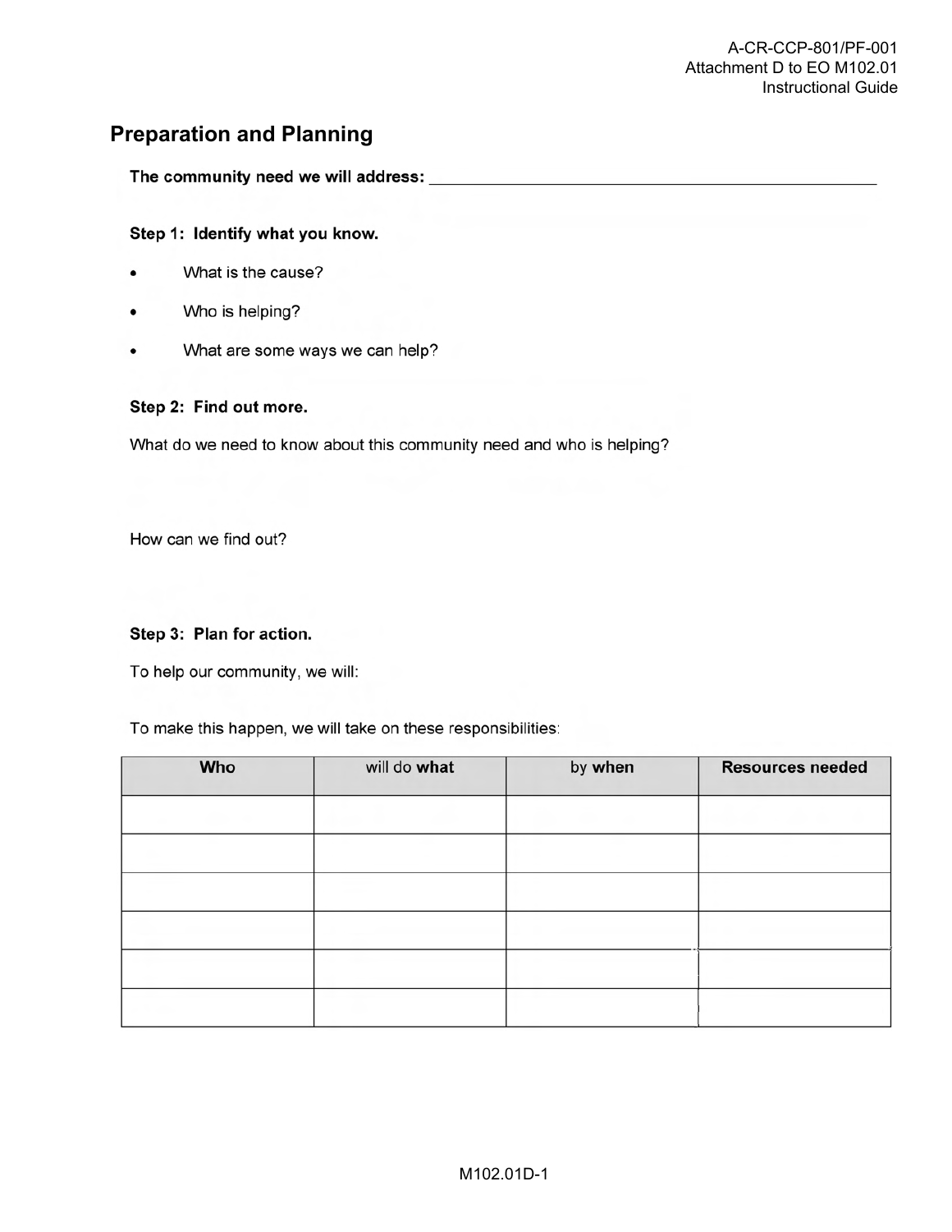## Preparation and Planning

**The community need we will address:** ______________________________________________

**Step 1: Identify what you know.**

- What is the cause?
- Who is helping?
- What are some ways we can help?

**Step 2: Find out more.**

What do we need to know about this community need and who is helping?

How can we find out?

**Step 3: Plan for action.**

To help our community, we will:

To make this happen, we will take on these responsibilities:

| **Who** | will do **what** | by **when** | **Resources needed** |
|---|---|---|---|
| | | | |
| | | | |
| | | | |
| | | | |
| | | | |
| | | | |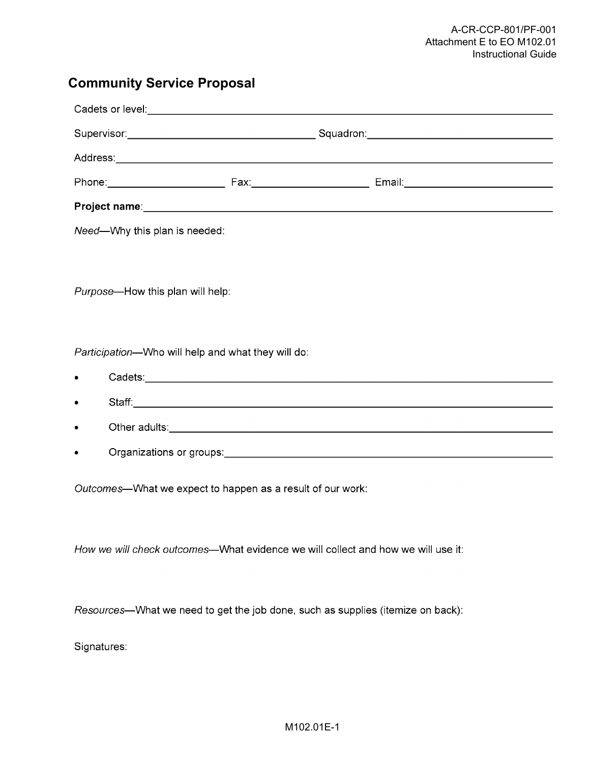## Community Service Proposal

Cadets or level: ____________________________________________

Supervisor: ____________________ Squadron: ____________________

Address: ____________________________________________

Phone: ______________ Fax: ______________ Email: ______________

**Project name**: ____________________________________________

*Need*—Why this plan is needed:

*Purpose*—How this plan will help:

*Participation*—Who will help and what they will do:

- Cadets: ____________________________________________
- Staff: ____________________________________________
- Other adults: ____________________________________________
- Organizations or groups: ____________________________________________

*Outcomes*—What we expect to happen as a result of our work:

*How we will check outcomes*—What evidence we will collect and how we will use it:

*Resources*—What we need to get the job done, such as supplies (itemize on back):

Signatures: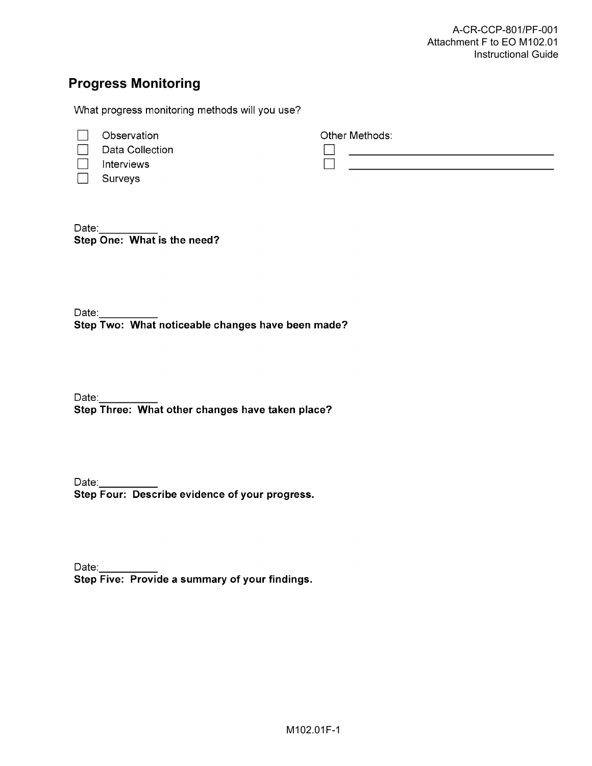## Progress Monitoring

What progress monitoring methods will you use?

- ☐ Observation
- ☐ Data Collection
- ☐ Interviews
- ☐ Surveys

Other Methods:

- ☐ ______________________________
- ☐ ______________________________

Date:__________

**Step One: What is the need?**

Date:__________

**Step Two: What noticeable changes have been made?**

Date:__________

**Step Three: What other changes have taken place?**

Date:__________

**Step Four: Describe evidence of your progress.**

Date:__________

**Step Five: Provide a summary of your findings.**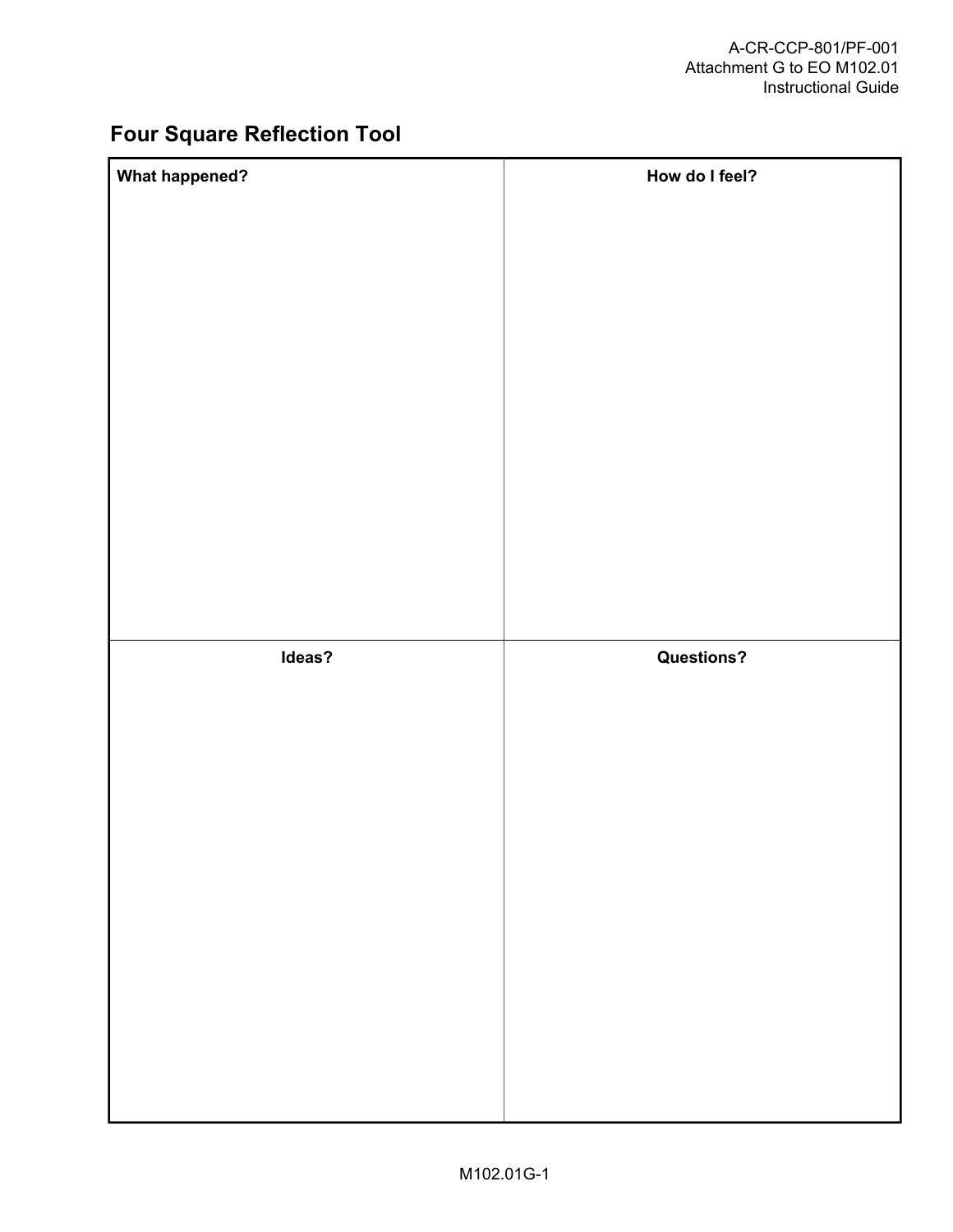## Four Square Reflection Tool

| What happened? | How do I feel? |
| --- | --- |
| | |
| **Ideas?** | **Questions?** |
| | |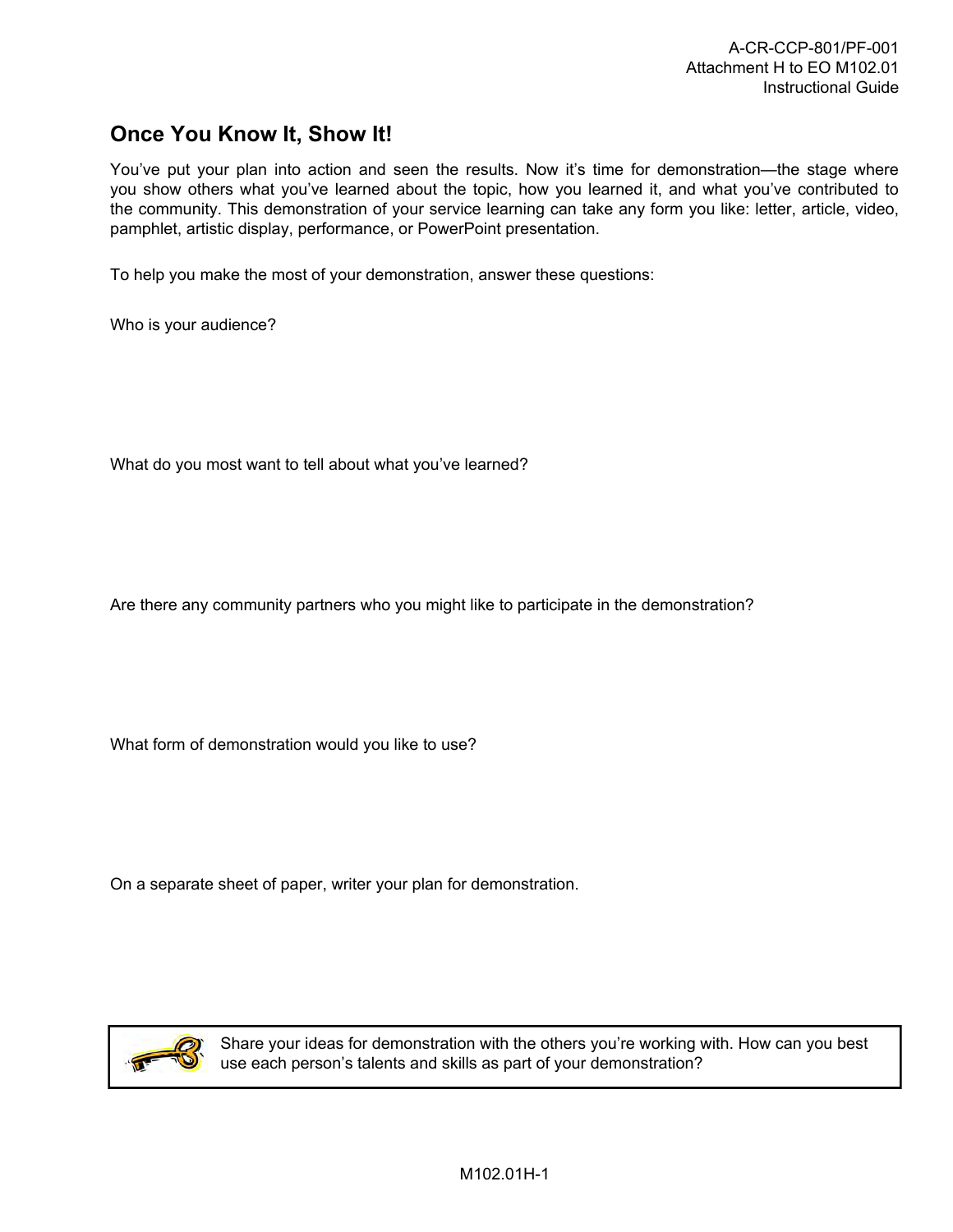# Once You Know It, Show It!

You've put your plan into action and seen the results. Now it's time for demonstration—the stage where you show others what you've learned about the topic, how you learned it, and what you've contributed to the community. This demonstration of your service learning can take any form you like: letter, article, video, pamphlet, artistic display, performance, or PowerPoint presentation.

To help you make the most of your demonstration, answer these questions:

Who is your audience?

What do you most want to tell about what you've learned?

Are there any community partners who you might like to participate in the demonstration?

What form of demonstration would you like to use?

On a separate sheet of paper, writer your plan for demonstration.

> Share your ideas for demonstration with the others you're working with. How can you best use each person's talents and skills as part of your demonstration?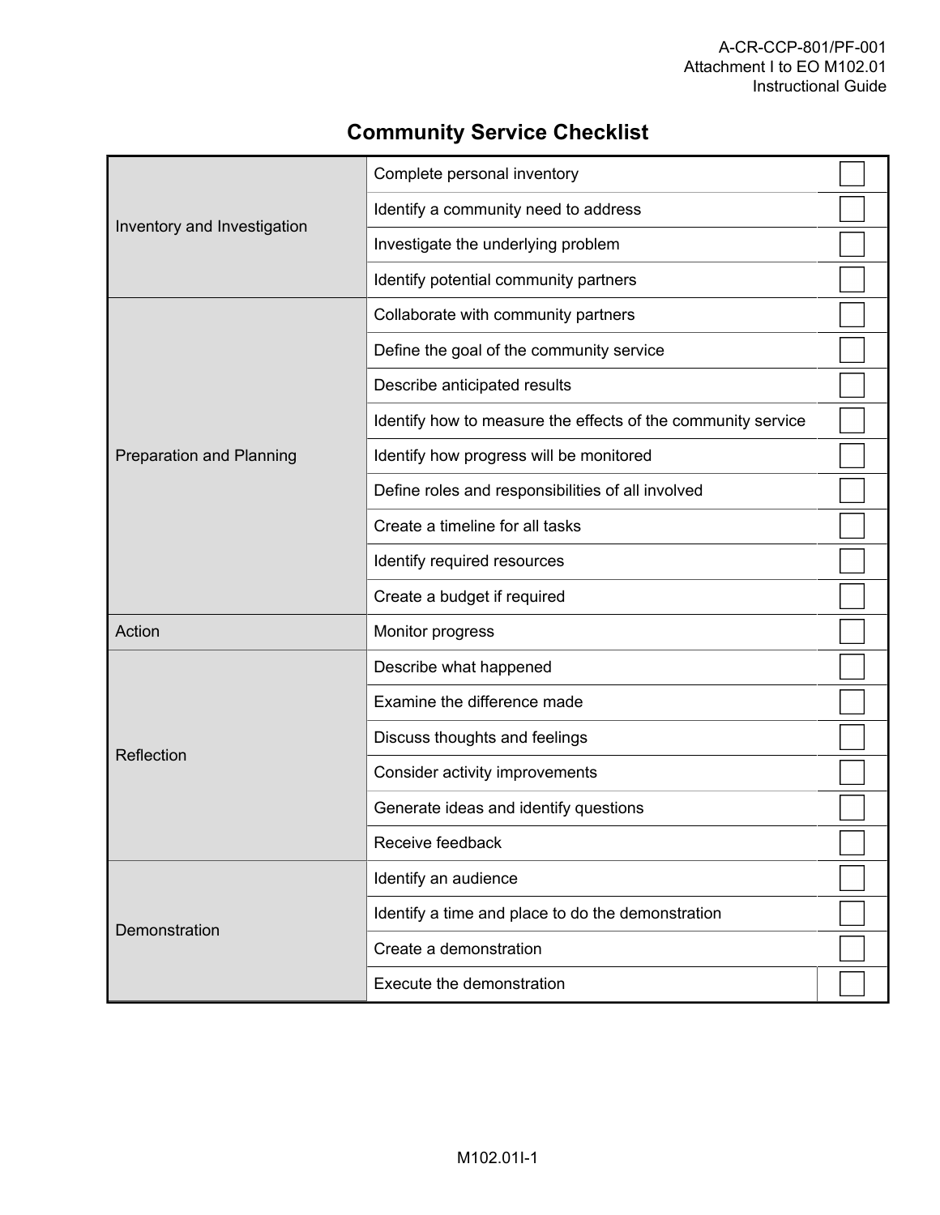# Community Service Checklist

| | | |
|---|---|---|
| Inventory and Investigation | Complete personal inventory | ☐ |
| | Identify a community need to address | ☐ |
| | Investigate the underlying problem | ☐ |
| | Identify potential community partners | ☐ |
| Preparation and Planning | Collaborate with community partners | ☐ |
| | Define the goal of the community service | ☐ |
| | Describe anticipated results | ☐ |
| | Identify how to measure the effects of the community service | ☐ |
| | Identify how progress will be monitored | ☐ |
| | Define roles and responsibilities of all involved | ☐ |
| | Create a timeline for all tasks | ☐ |
| | Identify required resources | ☐ |
| | Create a budget if required | ☐ |
| Action | Monitor progress | ☐ |
| Reflection | Describe what happened | ☐ |
| | Examine the difference made | ☐ |
| | Discuss thoughts and feelings | ☐ |
| | Consider activity improvements | ☐ |
| | Generate ideas and identify questions | ☐ |
| | Receive feedback | ☐ |
| Demonstration | Identify an audience | ☐ |
| | Identify a time and place to do the demonstration | ☐ |
| | Create a demonstration | ☐ |
| | Execute the demonstration | ☐ |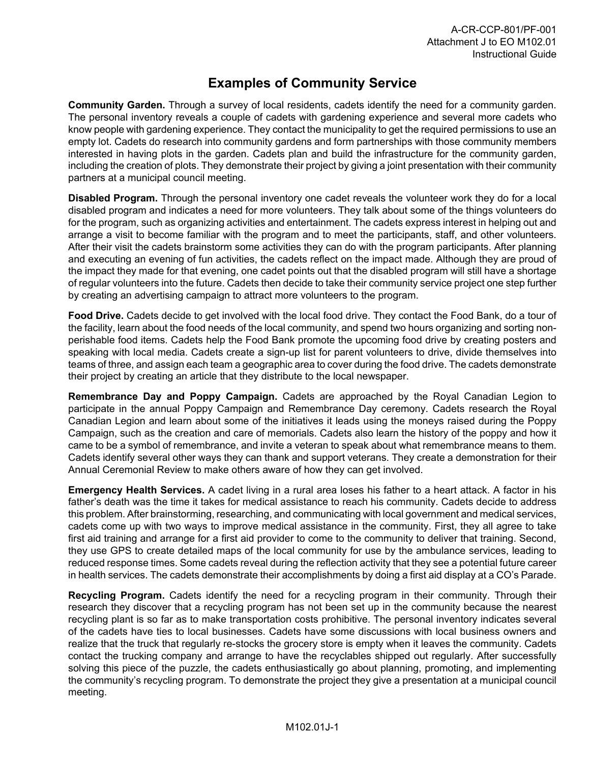# Examples of Community Service

**Community Garden.** Through a survey of local residents, cadets identify the need for a community garden. The personal inventory reveals a couple of cadets with gardening experience and several more cadets who know people with gardening experience. They contact the municipality to get the required permissions to use an empty lot. Cadets do research into community gardens and form partnerships with those community members interested in having plots in the garden. Cadets plan and build the infrastructure for the community garden, including the creation of plots. They demonstrate their project by giving a joint presentation with their community partners at a municipal council meeting.

**Disabled Program.** Through the personal inventory one cadet reveals the volunteer work they do for a local disabled program and indicates a need for more volunteers. They talk about some of the things volunteers do for the program, such as organizing activities and entertainment. The cadets express interest in helping out and arrange a visit to become familiar with the program and to meet the participants, staff, and other volunteers. After their visit the cadets brainstorm some activities they can do with the program participants. After planning and executing an evening of fun activities, the cadets reflect on the impact made. Although they are proud of the impact they made for that evening, one cadet points out that the disabled program will still have a shortage of regular volunteers into the future. Cadets then decide to take their community service project one step further by creating an advertising campaign to attract more volunteers to the program.

**Food Drive.** Cadets decide to get involved with the local food drive. They contact the Food Bank, do a tour of the facility, learn about the food needs of the local community, and spend two hours organizing and sorting non-perishable food items. Cadets help the Food Bank promote the upcoming food drive by creating posters and speaking with local media. Cadets create a sign-up list for parent volunteers to drive, divide themselves into teams of three, and assign each team a geographic area to cover during the food drive. The cadets demonstrate their project by creating an article that they distribute to the local newspaper.

**Remembrance Day and Poppy Campaign.** Cadets are approached by the Royal Canadian Legion to participate in the annual Poppy Campaign and Remembrance Day ceremony. Cadets research the Royal Canadian Legion and learn about some of the initiatives it leads using the moneys raised during the Poppy Campaign, such as the creation and care of memorials. Cadets also learn the history of the poppy and how it came to be a symbol of remembrance, and invite a veteran to speak about what remembrance means to them. Cadets identify several other ways they can thank and support veterans. They create a demonstration for their Annual Ceremonial Review to make others aware of how they can get involved.

**Emergency Health Services.** A cadet living in a rural area loses his father to a heart attack. A factor in his father's death was the time it takes for medical assistance to reach his community. Cadets decide to address this problem. After brainstorming, researching, and communicating with local government and medical services, cadets come up with two ways to improve medical assistance in the community. First, they all agree to take first aid training and arrange for a first aid provider to come to the community to deliver that training. Second, they use GPS to create detailed maps of the local community for use by the ambulance services, leading to reduced response times. Some cadets reveal during the reflection activity that they see a potential future career in health services. The cadets demonstrate their accomplishments by doing a first aid display at a CO's Parade.

**Recycling Program.** Cadets identify the need for a recycling program in their community. Through their research they discover that a recycling program has not been set up in the community because the nearest recycling plant is so far as to make transportation costs prohibitive. The personal inventory indicates several of the cadets have ties to local businesses. Cadets have some discussions with local business owners and realize that the truck that regularly re-stocks the grocery store is empty when it leaves the community. Cadets contact the trucking company and arrange to have the recyclables shipped out regularly. After successfully solving this piece of the puzzle, the cadets enthusiastically go about planning, promoting, and implementing the community's recycling program. To demonstrate the project they give a presentation at a municipal council meeting.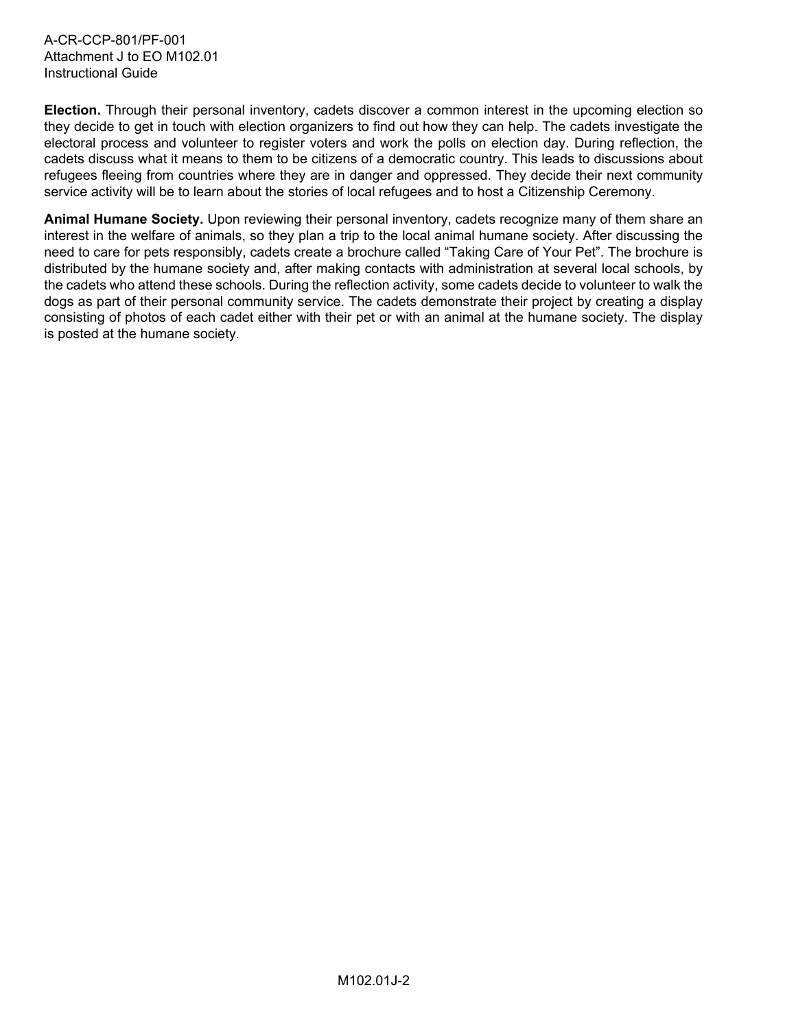**Election.** Through their personal inventory, cadets discover a common interest in the upcoming election so they decide to get in touch with election organizers to find out how they can help. The cadets investigate the electoral process and volunteer to register voters and work the polls on election day. During reflection, the cadets discuss what it means to them to be citizens of a democratic country. This leads to discussions about refugees fleeing from countries where they are in danger and oppressed. They decide their next community service activity will be to learn about the stories of local refugees and to host a Citizenship Ceremony.

**Animal Humane Society.** Upon reviewing their personal inventory, cadets recognize many of them share an interest in the welfare of animals, so they plan a trip to the local animal humane society. After discussing the need to care for pets responsibly, cadets create a brochure called "Taking Care of Your Pet". The brochure is distributed by the humane society and, after making contacts with administration at several local schools, by the cadets who attend these schools. During the reflection activity, some cadets decide to volunteer to walk the dogs as part of their personal community service. The cadets demonstrate their project by creating a display consisting of photos of each cadet either with their pet or with an animal at the humane society. The display is posted at the humane society.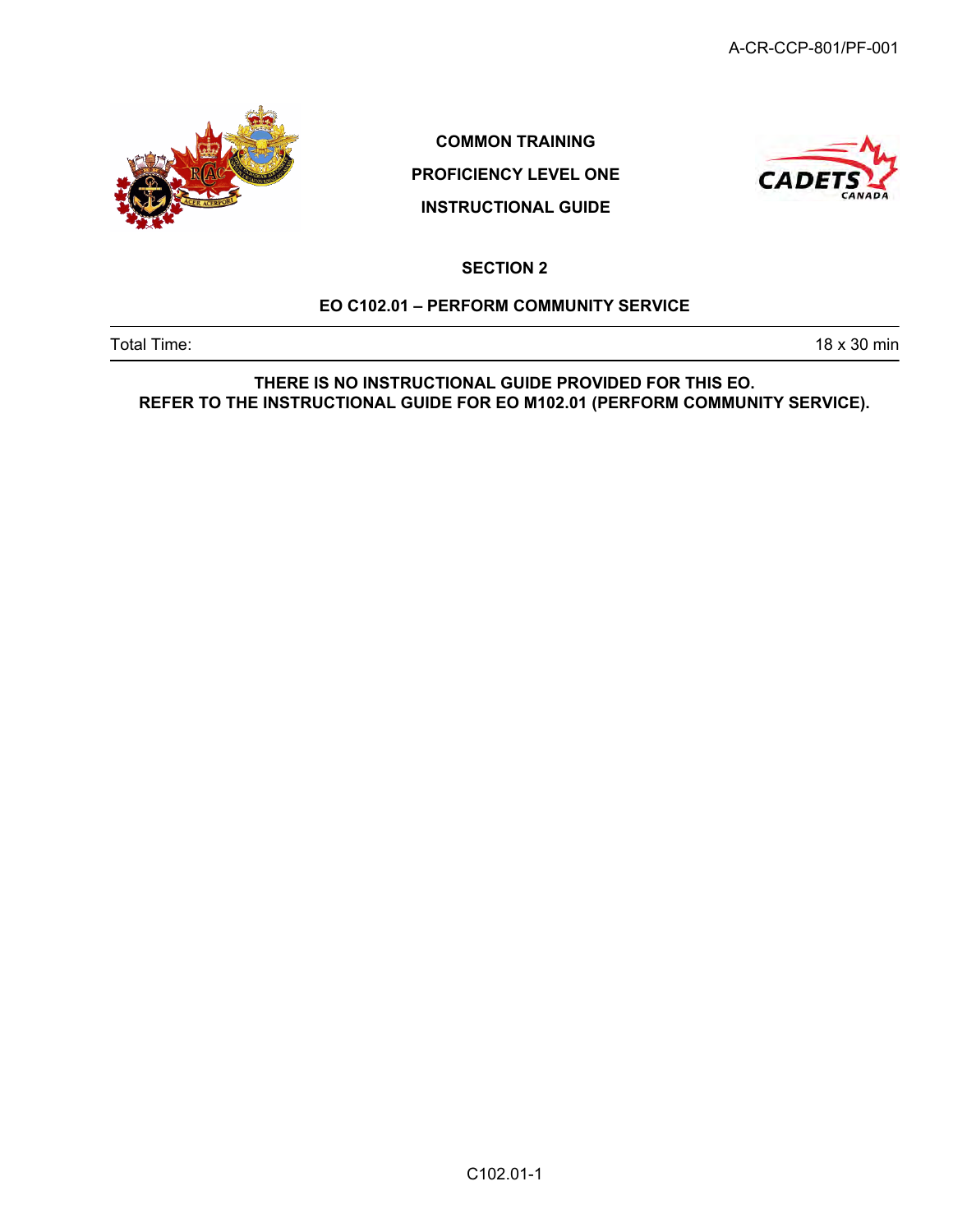COMMON TRAINING

PROFICIENCY LEVEL ONE

INSTRUCTIONAL GUIDE

## SECTION 2

## EO C102.01 – PERFORM COMMUNITY SERVICE

| | |
|---|---|
| Total Time: | 18 x 30 min |

**THERE IS NO INSTRUCTIONAL GUIDE PROVIDED FOR THIS EO.**
**REFER TO THE INSTRUCTIONAL GUIDE FOR EO M102.01 (PERFORM COMMUNITY SERVICE).**